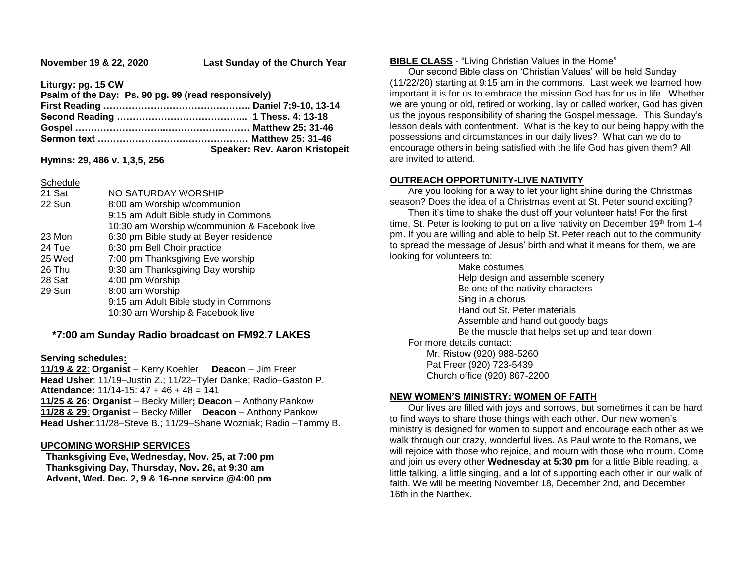**November 19 & 22, 2020** **Last Sunday of the Church Year**

**Liturgy: pg. 15 CW**
**Psalm of the Day: Ps. 90 pg. 99 (read responsively)**
**First Reading ……………………………………….. Daniel 7:9-10, 13-14**
**Second Reading …………………………………... 1 Thess. 4: 13-18**
**Gospel ………………………..……….…………… Matthew 25: 31-46**
**Sermon text ………………………………………… Matthew 25: 31-46**
**Speaker: Rev. Aaron Kristopeit**

**Hymns: 29, 486 v. 1,3,5, 256**

Schedule

| | |
|---|---|
| 21 Sat | NO SATURDAY WORSHIP |
| 22 Sun | 8:00 am Worship w/communion |
| | 9:15 am Adult Bible study in Commons |
| | 10:30 am Worship w/communion & Facebook live |
| 23 Mon | 6:30 pm Bible study at Beyer residence |
| 24 Tue | 6:30 pm Bell Choir practice |
| 25 Wed | 7:00 pm Thanksgiving Eve worship |
| 26 Thu | 9:30 am Thanksgiving Day worship |
| 28 Sat | 4:00 pm Worship |
| 29 Sun | 8:00 am Worship |
| | 9:15 am Adult Bible study in Commons |
| | 10:30 am Worship & Facebook live |

**\*7:00 am Sunday Radio broadcast on FM92.7 LAKES**

**Serving schedules:**
**11/19 & 22**: **Organist** – Kerry Koehler **Deacon** – Jim Freer
**Head Usher**: 11/19–Justin Z.; 11/22–Tyler Danke; Radio–Gaston P.
**Attendance:** 11/14-15: 47 + 46 + 48 = 141
**11/25 & 26: Organist** – Becky Miller**; Deacon** – Anthony Pankow
**11/28 & 29**: **Organist** – Becky Miller **Deacon** – Anthony Pankow
**Head Usher**:11/28–Steve B.; 11/29–Shane Wozniak; Radio –Tammy B.

## UPCOMING WORSHIP SERVICES

**Thanksgiving Eve, Wednesday, Nov. 25, at 7:00 pm**
**Thanksgiving Day, Thursday, Nov. 26, at 9:30 am**
**Advent, Wed. Dec. 2, 9 & 16-one service @4:00 pm**

## BIBLE CLASS - "Living Christian Values in the Home"

Our second Bible class on 'Christian Values' will be held Sunday (11/22/20) starting at 9:15 am in the commons. Last week we learned how important it is for us to embrace the mission God has for us in life. Whether we are young or old, retired or working, lay or called worker, God has given us the joyous responsibility of sharing the Gospel message. This Sunday's lesson deals with contentment. What is the key to our being happy with the possessions and circumstances in our daily lives? What can we do to encourage others in being satisfied with the life God has given them? All are invited to attend.

## OUTREACH OPPORTUNITY-LIVE NATIVITY

Are you looking for a way to let your light shine during the Christmas season? Does the idea of a Christmas event at St. Peter sound exciting?

Then it's time to shake the dust off your volunteer hats! For the first time, St. Peter is looking to put on a live nativity on December 19th from 1-4 pm. If you are willing and able to help St. Peter reach out to the community to spread the message of Jesus' birth and what it means for them, we are looking for volunteers to:

- Make costumes
- Help design and assemble scenery
- Be one of the nativity characters
- Sing in a chorus
- Hand out St. Peter materials
- Assemble and hand out goody bags
- Be the muscle that helps set up and tear down

For more details contact:
Mr. Ristow (920) 988-5260
Pat Freer (920) 723-5439
Church office (920) 867-2200

## NEW WOMEN'S MINISTRY: WOMEN OF FAITH

Our lives are filled with joys and sorrows, but sometimes it can be hard to find ways to share those things with each other. Our new women's ministry is designed for women to support and encourage each other as we walk through our crazy, wonderful lives. As Paul wrote to the Romans, we will rejoice with those who rejoice, and mourn with those who mourn. Come and join us every other **Wednesday at 5:30 pm** for a little Bible reading, a little talking, a little singing, and a lot of supporting each other in our walk of faith. We will be meeting November 18, December 2nd, and December 16th in the Narthex.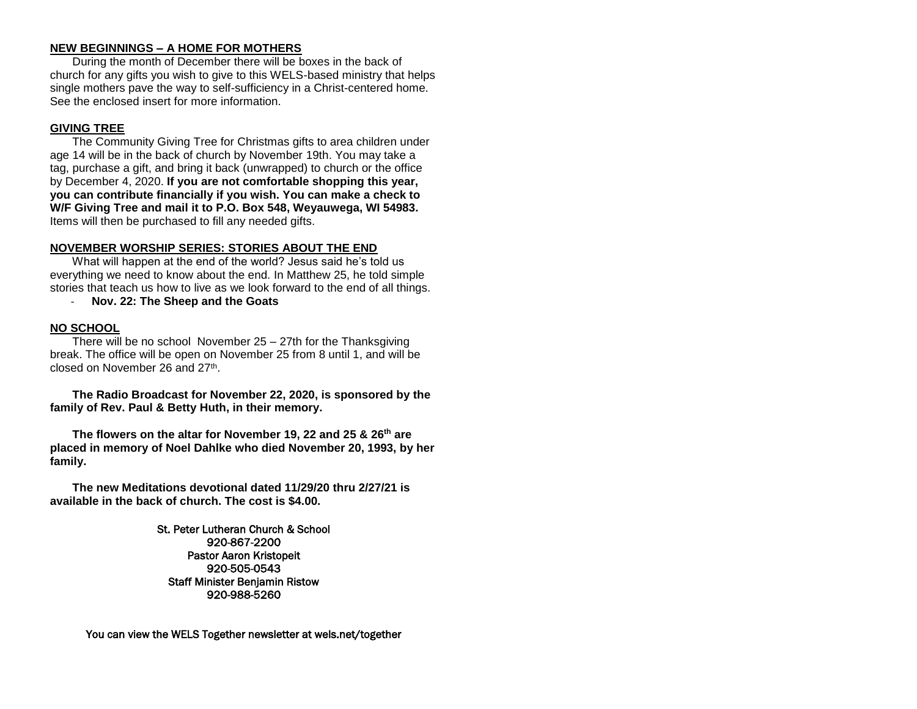## NEW BEGINNINGS – A HOME FOR MOTHERS

During the month of December there will be boxes in the back of church for any gifts you wish to give to this WELS-based ministry that helps single mothers pave the way to self-sufficiency in a Christ-centered home. See the enclosed insert for more information.

## GIVING TREE

The Community Giving Tree for Christmas gifts to area children under age 14 will be in the back of church by November 19th. You may take a tag, purchase a gift, and bring it back (unwrapped) to church or the office by December 4, 2020. **If you are not comfortable shopping this year, you can contribute financially if you wish. You can make a check to W/F Giving Tree and mail it to P.O. Box 548, Weyauwega, WI 54983.** Items will then be purchased to fill any needed gifts.

## NOVEMBER WORSHIP SERIES: STORIES ABOUT THE END

What will happen at the end of the world? Jesus said he's told us everything we need to know about the end. In Matthew 25, he told simple stories that teach us how to live as we look forward to the end of all things.

- **Nov. 22: The Sheep and the Goats**

## NO SCHOOL

There will be no school November 25 – 27th for the Thanksgiving break. The office will be open on November 25 from 8 until 1, and will be closed on November 26 and 27th.

**The Radio Broadcast for November 22, 2020, is sponsored by the family of Rev. Paul & Betty Huth, in their memory.**

**The flowers on the altar for November 19, 22 and 25 & 26th are placed in memory of Noel Dahlke who died November 20, 1993, by her family.**

**The new Meditations devotional dated 11/29/20 thru 2/27/21 is available in the back of church. The cost is $4.00.**

St. Peter Lutheran Church & School
920-867-2200
Pastor Aaron Kristopeit
920-505-0543
Staff Minister Benjamin Ristow
920-988-5260

You can view the WELS Together newsletter at wels.net/together